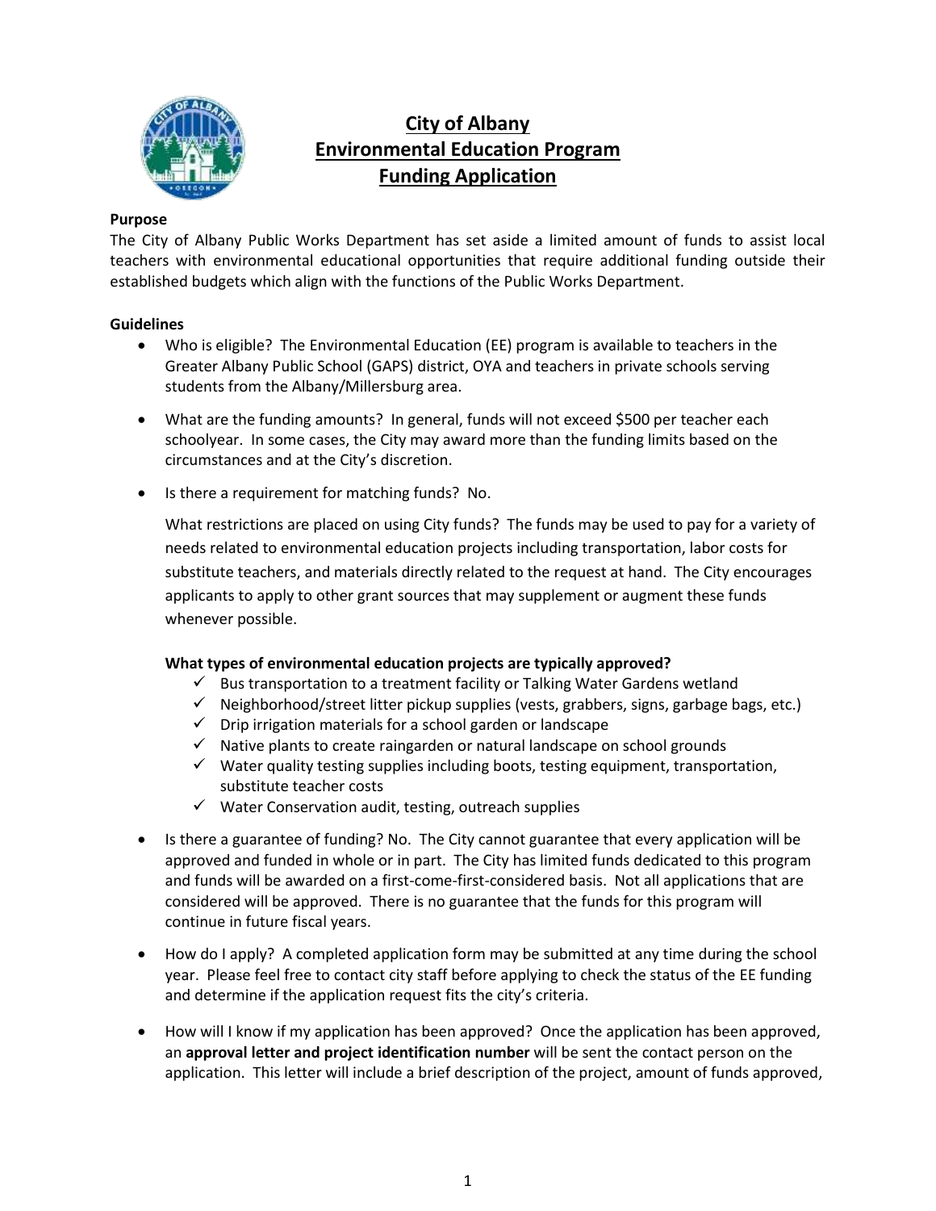# City of Albany
# Environmental Education Program
# Funding Application

**Purpose**

The City of Albany Public Works Department has set aside a limited amount of funds to assist local teachers with environmental educational opportunities that require additional funding outside their established budgets which align with the functions of the Public Works Department.

**Guidelines**

- Who is eligible? The Environmental Education (EE) program is available to teachers in the Greater Albany Public School (GAPS) district, OYA and teachers in private schools serving students from the Albany/Millersburg area.

- What are the funding amounts? In general, funds will not exceed $500 per teacher each schoolyear. In some cases, the City may award more than the funding limits based on the circumstances and at the City's discretion.

- Is there a requirement for matching funds? No.

  What restrictions are placed on using City funds? The funds may be used to pay for a variety of needs related to environmental education projects including transportation, labor costs for substitute teachers, and materials directly related to the request at hand. The City encourages applicants to apply to other grant sources that may supplement or augment these funds whenever possible.

  **What types of environmental education projects are typically approved?**

  - ✓ Bus transportation to a treatment facility or Talking Water Gardens wetland
  - ✓ Neighborhood/street litter pickup supplies (vests, grabbers, signs, garbage bags, etc.)
  - ✓ Drip irrigation materials for a school garden or landscape
  - ✓ Native plants to create raingarden or natural landscape on school grounds
  - ✓ Water quality testing supplies including boots, testing equipment, transportation, substitute teacher costs
  - ✓ Water Conservation audit, testing, outreach supplies

- Is there a guarantee of funding? No. The City cannot guarantee that every application will be approved and funded in whole or in part. The City has limited funds dedicated to this program and funds will be awarded on a first-come-first-considered basis. Not all applications that are considered will be approved. There is no guarantee that the funds for this program will continue in future fiscal years.

- How do I apply? A completed application form may be submitted at any time during the school year. Please feel free to contact city staff before applying to check the status of the EE funding and determine if the application request fits the city's criteria.

- How will I know if my application has been approved? Once the application has been approved, an **approval letter and project identification number** will be sent the contact person on the application. This letter will include a brief description of the project, amount of funds approved,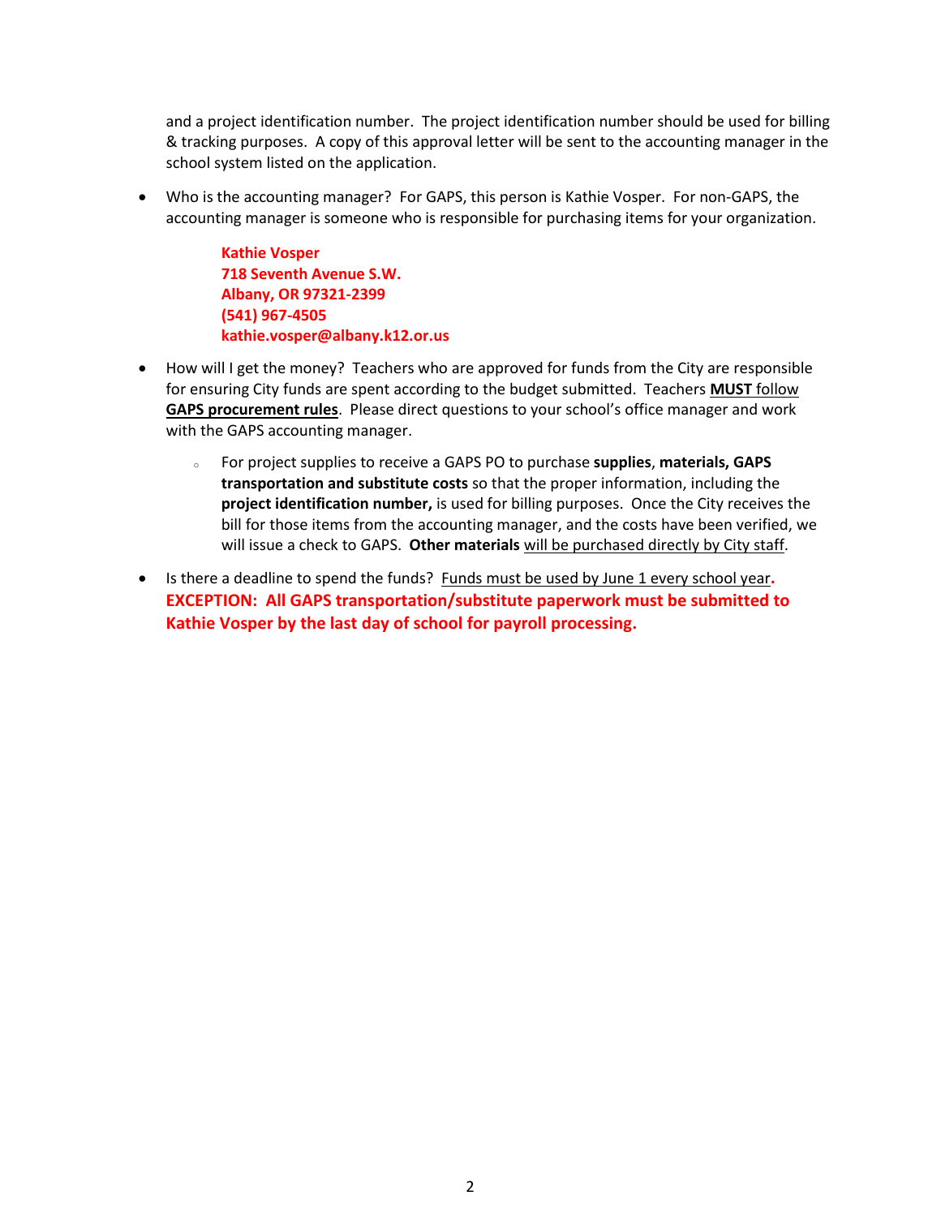and a project identification number. The project identification number should be used for billing & tracking purposes. A copy of this approval letter will be sent to the accounting manager in the school system listed on the application.

- Who is the accounting manager? For GAPS, this person is Kathie Vosper. For non-GAPS, the accounting manager is someone who is responsible for purchasing items for your organization.

  **Kathie Vosper**
  **718 Seventh Avenue S.W.**
  **Albany, OR 97321-2399**
  **(541) 967-4505**
  **kathie.vosper@albany.k12.or.us**

- How will I get the money? Teachers who are approved for funds from the City are responsible for ensuring City funds are spent according to the budget submitted. Teachers **MUST** follow **GAPS procurement rules**. Please direct questions to your school's office manager and work with the GAPS accounting manager.
  - For project supplies to receive a GAPS PO to purchase **supplies**, **materials, GAPS transportation and substitute costs** so that the proper information, including the **project identification number,** is used for billing purposes. Once the City receives the bill for those items from the accounting manager, and the costs have been verified, we will issue a check to GAPS. **Other materials** will be purchased directly by City staff.

- Is there a deadline to spend the funds? Funds must be used by June 1 every school year. **EXCEPTION: All GAPS transportation/substitute paperwork must be submitted to Kathie Vosper by the last day of school for payroll processing.**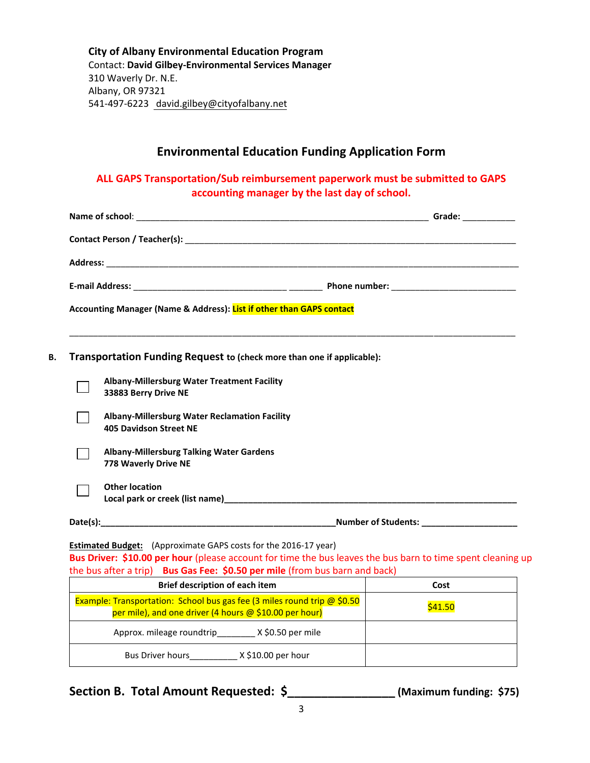**City of Albany Environmental Education Program**
Contact: **David Gilbey-Environmental Services Manager**
310 Waverly Dr. N.E.
Albany, OR 97321
541-497-6223 david.gilbey@cityofalbany.net

## Environmental Education Funding Application Form

**ALL GAPS Transportation/Sub reimbursement paperwork must be submitted to GAPS accounting manager by the last day of school.**

**Name of school**: _______________________________________________ **Grade:** __________

**Contact Person / Teacher(s):** _______________________________________________________

**Address:** ______________________________________________________________________

**E-mail Address:** ______________________________ _______ **Phone number:** ______________________

**Accounting Manager (Name & Address): List if other than GAPS contact**

_____________________________________________________________________________

**B. Transportation Funding Request** to **(check more than one if applicable):**

- ☐ **Albany-Millersburg Water Treatment Facility**
  **33883 Berry Drive NE**
- ☐ **Albany-Millersburg Water Reclamation Facility**
  **405 Davidson Street NE**
- ☐ **Albany-Millersburg Talking Water Gardens**
  **778 Waverly Drive NE**
- ☐ **Other location**
  **Local park or creek (list name)**_____________________________________________

**Date(s):**_________________________________________**Number of Students:** ________________

**Estimated Budget:** (Approximate GAPS costs for the 2016-17 year)
**Bus Driver: $10.00 per hour** (please account for time the bus leaves the bus barn to time spent cleaning up the bus after a trip) **Bus Gas Fee: $0.50 per mile** (from bus barn and back)

| Brief description of each item | Cost |
| --- | --- |
| Example: Transportation: School bus gas fee (3 miles round trip @ $0.50 per mile), and one driver (4 hours @ $10.00 per hour) | $41.50 |
| Approx. mileage roundtrip________ X $0.50 per mile | |
| Bus Driver hours__________ X $10.00 per hour | |

**Section B. Total Amount Requested: $_______________ (Maximum funding: $75)**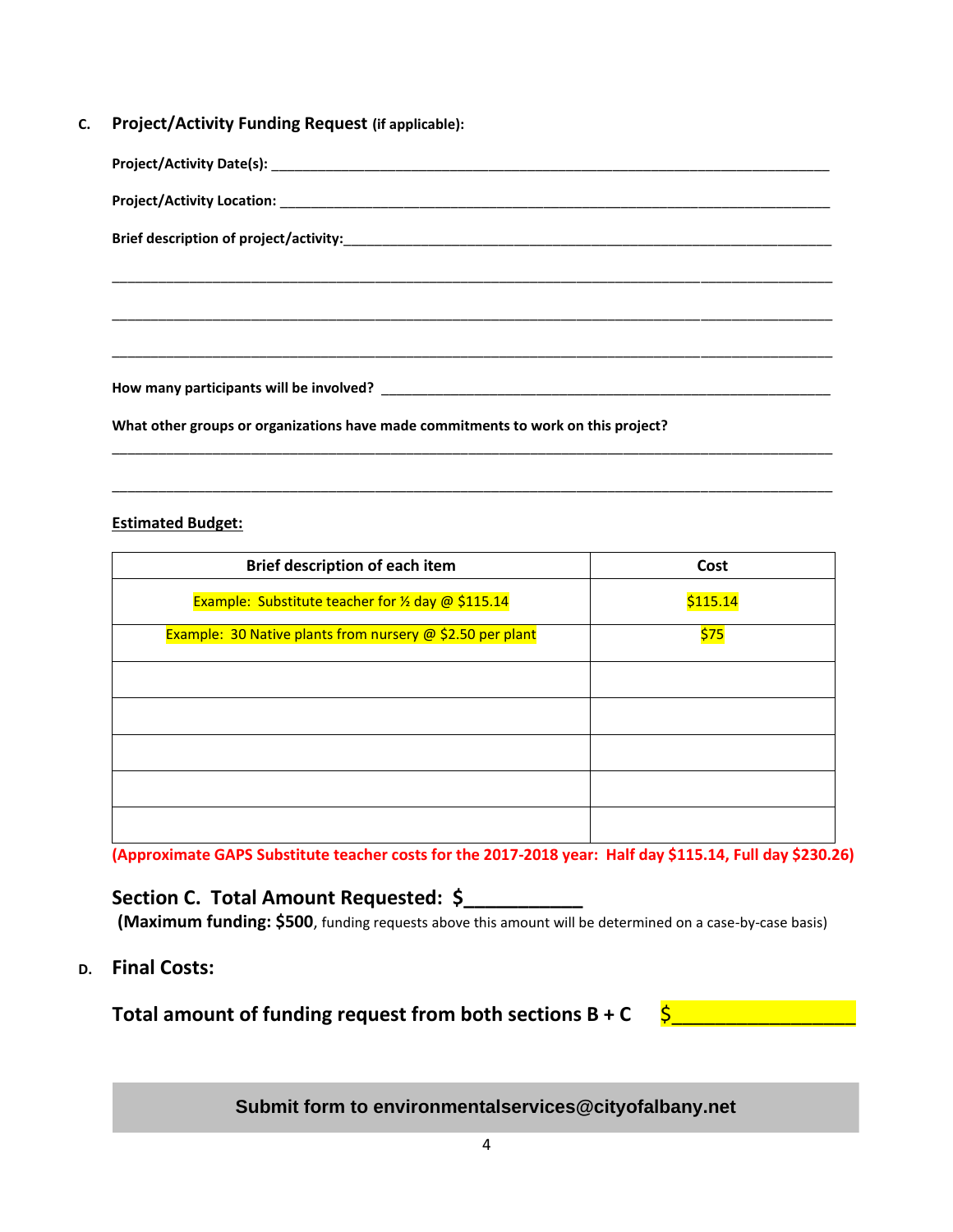**C. Project/Activity Funding Request** (if applicable):

**Project/Activity Date(s):** ___________________________________________________________________________

**Project/Activity Location:** ___________________________________________________________________________

**Brief description of project/activity:**_____________________________________________________________________

___________________________________________________________________________________________________

___________________________________________________________________________________________________

___________________________________________________________________________________________________

**How many participants will be involved?** ____________________________________________________________

**What other groups or organizations have made commitments to work on this project?**

___________________________________________________________________________________________________

___________________________________________________________________________________________________

**Estimated Budget:**

| Brief description of each item | Cost |
|---|---|
| Example: Substitute teacher for ½ day @ $115.14 | $115.14 |
| Example: 30 Native plants from nursery @ $2.50 per plant | $75 |
| | |
| | |
| | |
| | |
| | |

**(Approximate GAPS Substitute teacher costs for the 2017-2018 year: Half day $115.14, Full day $230.26)**

**Section C. Total Amount Requested: $___________**

**(Maximum funding: $500**, funding requests above this amount will be determined on a case-by-case basis)

**D. Final Costs:**

**Total amount of funding request from both sections B + C** $_________________

**Submit form to environmentalservices@cityofalbany.net**